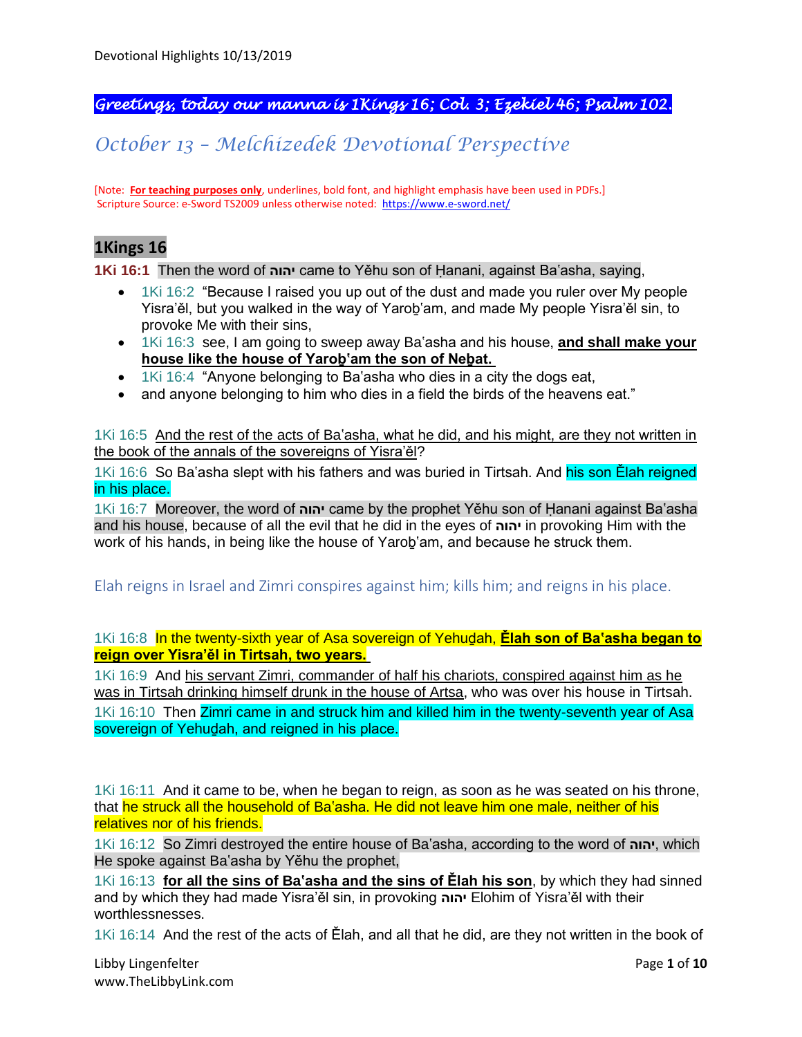***Greetings, today our manna is 1Kings 16; Col. 3; Ezekiel 46; Psalm 102.***

# *October 13 – Melchizedek Devotional Perspective*

[Note: **For teaching purposes only**, underlines, bold font, and highlight emphasis have been used in PDFs.]
Scripture Source: e-Sword TS2009 unless otherwise noted: https://www.e-sword.net/

## 1Kings 16

**1Ki 16:1** Then the word of **יהוה** came to Yěhu son of Ḥanani, against Ba'asha, saying,

- 1Ki 16:2 "Because I raised you up out of the dust and made you ruler over My people Yisra'ěl, but you walked in the way of Yaroḇ'am, and made My people Yisra'ěl sin, to provoke Me with their sins,
- 1Ki 16:3 see, I am going to sweep away Ba'asha and his house, **and shall make your house like the house of Yaroḇ'am the son of Neḇat.**
- 1Ki 16:4 "Anyone belonging to Ba'asha who dies in a city the dogs eat,
- and anyone belonging to him who dies in a field the birds of the heavens eat."

1Ki 16:5 And the rest of the acts of Ba'asha, what he did, and his might, are they not written in the book of the annals of the sovereigns of Yisra'ěl?

1Ki 16:6 So Ba'asha slept with his fathers and was buried in Tirtsah. And his son Ělah reigned in his place.

1Ki 16:7 Moreover, the word of **יהוה** came by the prophet Yěhu son of Ḥanani against Ba'asha and his house, because of all the evil that he did in the eyes of **יהוה** in provoking Him with the work of his hands, in being like the house of Yaroḇ'am, and because he struck them.

### Elah reigns in Israel and Zimri conspires against him; kills him; and reigns in his place.

1Ki 16:8 In the twenty-sixth year of Asa sovereign of Yehuḏah, **Ělah son of Ba'asha began to reign over Yisra'ěl in Tirtsah, two years.**

1Ki 16:9 And his servant Zimri, commander of half his chariots, conspired against him as he was in Tirtsah drinking himself drunk in the house of Artsa, who was over his house in Tirtsah.

1Ki 16:10 Then Zimri came in and struck him and killed him in the twenty-seventh year of Asa sovereign of Yehuḏah, and reigned in his place.

1Ki 16:11 And it came to be, when he began to reign, as soon as he was seated on his throne, that he struck all the household of Ba'asha. He did not leave him one male, neither of his relatives nor of his friends.

1Ki 16:12 So Zimri destroyed the entire house of Ba'asha, according to the word of **יהוה**, which He spoke against Ba'asha by Yěhu the prophet,

1Ki 16:13 **for all the sins of Ba'asha and the sins of Ělah his son**, by which they had sinned and by which they had made Yisra'ěl sin, in provoking **יהוה** Elohim of Yisra'ěl with their worthlessnesses.

1Ki 16:14 And the rest of the acts of Ělah, and all that he did, are they not written in the book of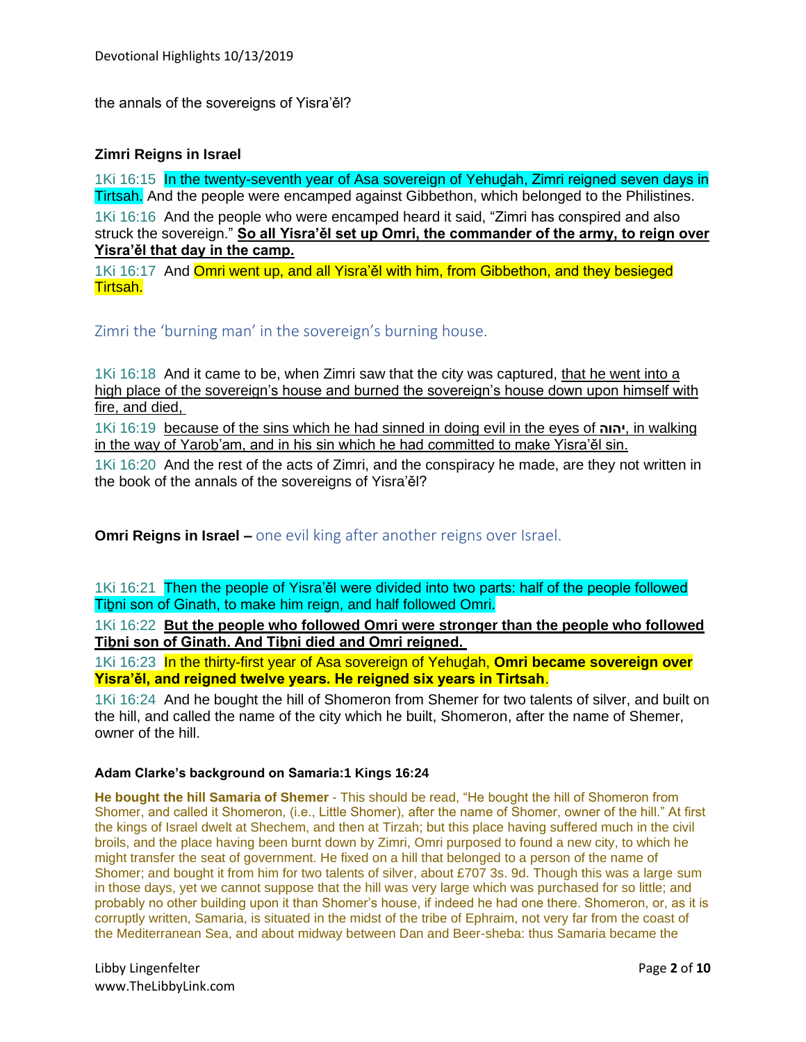the annals of the sovereigns of Yisra'ěl?

### Zimri Reigns in Israel

1Ki 16:15 In the twenty-seventh year of Asa sovereign of Yehuḏah, Zimri reigned seven days in Tirtsah. And the people were encamped against Gibbethon, which belonged to the Philistines.

1Ki 16:16 And the people who were encamped heard it said, "Zimri has conspired and also struck the sovereign." **So all Yisra'ěl set up Omri, the commander of the army, to reign over Yisra'ěl that day in the camp.**

1Ki 16:17 And Omri went up, and all Yisra'ěl with him, from Gibbethon, and they besieged Tirtsah.

Zimri the 'burning man' in the sovereign's burning house.

1Ki 16:18 And it came to be, when Zimri saw that the city was captured, that he went into a high place of the sovereign's house and burned the sovereign's house down upon himself with fire, and died,

1Ki 16:19 because of the sins which he had sinned in doing evil in the eyes of **יהוה**, in walking in the way of Yaroḇ'am, and in his sin which he had committed to make Yisra'ěl sin.

1Ki 16:20 And the rest of the acts of Zimri, and the conspiracy he made, are they not written in the book of the annals of the sovereigns of Yisra'ěl?

### Omri Reigns in Israel – one evil king after another reigns over Israel.

1Ki 16:21 Then the people of Yisra'ěl were divided into two parts: half of the people followed Tiḇni son of Ginath, to make him reign, and half followed Omri.

1Ki 16:22 **But the people who followed Omri were stronger than the people who followed Tiḇni son of Ginath. And Tiḇni died and Omri reigned.**

1Ki 16:23 In the thirty-first year of Asa sovereign of Yehuḏah, **Omri became sovereign over Yisra'ěl, and reigned twelve years. He reigned six years in Tirtsah**.

1Ki 16:24 And he bought the hill of Shomeron from Shemer for two talents of silver, and built on the hill, and called the name of the city which he built, Shomeron, after the name of Shemer, owner of the hill.

#### Adam Clarke's background on Samaria:1 Kings 16:24

**He bought the hill Samaria of Shemer** - This should be read, "He bought the hill of Shomeron from Shomer, and called it Shomeron, (i.e., Little Shomer), after the name of Shomer, owner of the hill." At first the kings of Israel dwelt at Shechem, and then at Tirzah; but this place having suffered much in the civil broils, and the place having been burnt down by Zimri, Omri purposed to found a new city, to which he might transfer the seat of government. He fixed on a hill that belonged to a person of the name of Shomer; and bought it from him for two talents of silver, about £707 3s. 9d. Though this was a large sum in those days, yet we cannot suppose that the hill was very large which was purchased for so little; and probably no other building upon it than Shomer's house, if indeed he had one there. Shomeron, or, as it is corruptly written, Samaria, is situated in the midst of the tribe of Ephraim, not very far from the coast of the Mediterranean Sea, and about midway between Dan and Beer-sheba: thus Samaria became the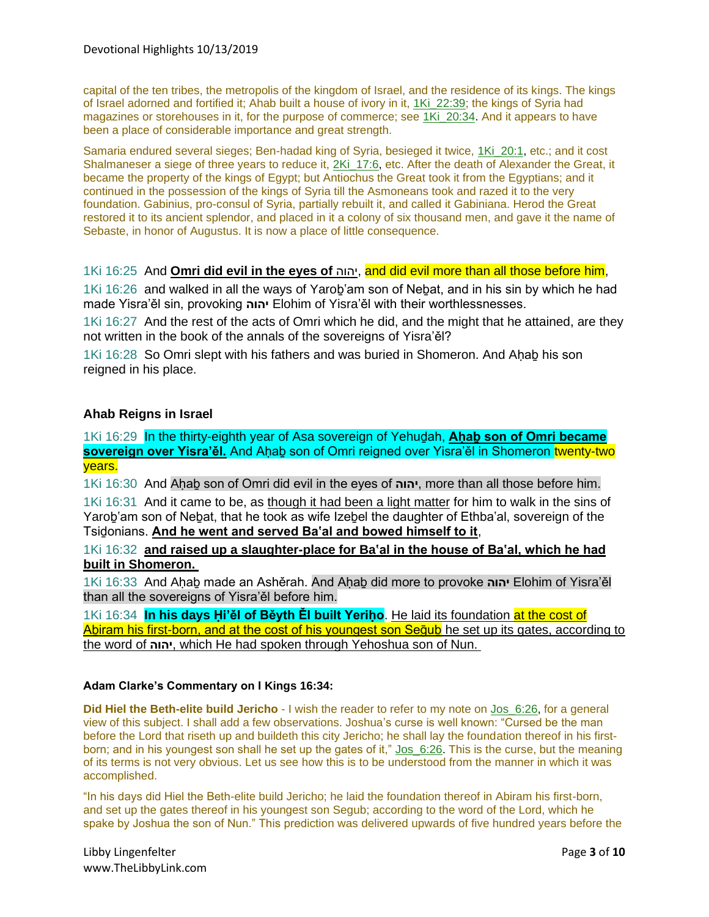capital of the ten tribes, the metropolis of the kingdom of Israel, and the residence of its kings. The kings of Israel adorned and fortified it; Ahab built a house of ivory in it, 1Ki_22:39; the kings of Syria had magazines or storehouses in it, for the purpose of commerce; see 1Ki_20:34. And it appears to have been a place of considerable importance and great strength.

Samaria endured several sieges; Ben-hadad king of Syria, besieged it twice, 1Ki_20:1, etc.; and it cost Shalmaneser a siege of three years to reduce it, 2Ki_17:6, etc. After the death of Alexander the Great, it became the property of the kings of Egypt; but Antiochus the Great took it from the Egyptians; and it continued in the possession of the kings of Syria till the Asmoneans took and razed it to the very foundation. Gabinius, pro-consul of Syria, partially rebuilt it, and called it Gabiniana. Herod the Great restored it to its ancient splendor, and placed in it a colony of six thousand men, and gave it the name of Sebaste, in honor of Augustus. It is now a place of little consequence.

1Ki 16:25 And **Omri did evil in the eyes of יהוה**, and did evil more than all those before him,

1Ki 16:26 and walked in all the ways of Yaroḇ'am son of Neḇat, and in his sin by which he had made Yisra'ĕl sin, provoking **יהוה** Elohim of Yisra'ĕl with their worthlessnesses.

1Ki 16:27 And the rest of the acts of Omri which he did, and the might that he attained, are they not written in the book of the annals of the sovereigns of Yisra'ĕl?

1Ki 16:28 So Omri slept with his fathers and was buried in Shomeron. And Aḥaḇ his son reigned in his place.

### Ahab Reigns in Israel

1Ki 16:29 In the thirty-eighth year of Asa sovereign of Yehuḏah, **Aḥaḇ son of Omri became sovereign over Yisra'ĕl.** And Aḥaḇ son of Omri reigned over Yisra'ĕl in Shomeron twenty-two years.

1Ki 16:30 And Aḥaḇ son of Omri did evil in the eyes of **יהוה**, more than all those before him.

1Ki 16:31 And it came to be, as though it had been a light matter for him to walk in the sins of Yaroḇ'am son of Neḇat, that he took as wife Izeḇel the daughter of Ethba'al, sovereign of the Tsiḏonians. **And he went and served Ba'al and bowed himself to it**,

1Ki 16:32 **and raised up a slaughter-place for Ba'al in the house of Ba'al, which he had built in Shomeron.**

1Ki 16:33 And Aḥaḇ made an Ashĕrah. And Aḥaḇ did more to provoke **יהוה** Elohim of Yisra'ĕl than all the sovereigns of Yisra'ĕl before him.

1Ki 16:34 **In his days Ḥi'ĕl of Bĕyth Ĕl built Yeriḥo**. He laid its foundation at the cost of Aḇiram his first-born, and at the cost of his youngest son Seḡuḇ he set up its gates, according to the word of **יהוה**, which He had spoken through Yehoshua son of Nun.

**Adam Clarke's Commentary on I Kings 16:34:**

**Did Hiel the Beth-elite build Jericho** - I wish the reader to refer to my note on Jos_6:26, for a general view of this subject. I shall add a few observations. Joshua's curse is well known: "Cursed be the man before the Lord that riseth up and buildeth this city Jericho; he shall lay the foundation thereof in his first-born; and in his youngest son shall he set up the gates of it," Jos_6:26. This is the curse, but the meaning of its terms is not very obvious. Let us see how this is to be understood from the manner in which it was accomplished.

"In his days did Hiel the Beth-elite build Jericho; he laid the foundation thereof in Abiram his first-born, and set up the gates thereof in his youngest son Segub; according to the word of the Lord, which he spake by Joshua the son of Nun." This prediction was delivered upwards of five hundred years before the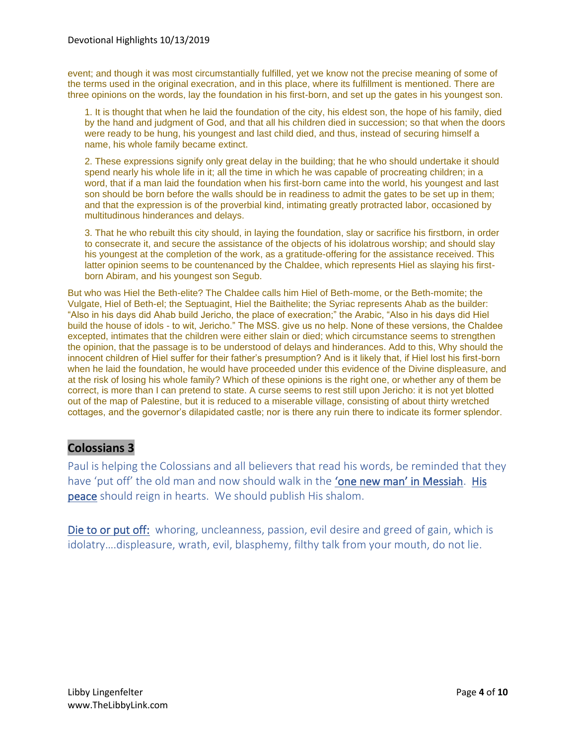event; and though it was most circumstantially fulfilled, yet we know not the precise meaning of some of the terms used in the original execration, and in this place, where its fulfillment is mentioned. There are three opinions on the words, lay the foundation in his first-born, and set up the gates in his youngest son.

> 1. It is thought that when he laid the foundation of the city, his eldest son, the hope of his family, died by the hand and judgment of God, and that all his children died in succession; so that when the doors were ready to be hung, his youngest and last child died, and thus, instead of securing himself a name, his whole family became extinct.
>
> 2. These expressions signify only great delay in the building; that he who should undertake it should spend nearly his whole life in it; all the time in which he was capable of procreating children; in a word, that if a man laid the foundation when his first-born came into the world, his youngest and last son should be born before the walls should be in readiness to admit the gates to be set up in them; and that the expression is of the proverbial kind, intimating greatly protracted labor, occasioned by multitudinous hinderances and delays.
>
> 3. That he who rebuilt this city should, in laying the foundation, slay or sacrifice his firstborn, in order to consecrate it, and secure the assistance of the objects of his idolatrous worship; and should slay his youngest at the completion of the work, as a gratitude-offering for the assistance received. This latter opinion seems to be countenanced by the Chaldee, which represents Hiel as slaying his first-born Abiram, and his youngest son Segub.

But who was Hiel the Beth-elite? The Chaldee calls him Hiel of Beth-mome, or the Beth-momite; the Vulgate, Hiel of Beth-el; the Septuagint, Hiel the Baithelite; the Syriac represents Ahab as the builder: "Also in his days did Ahab build Jericho, the place of execration;" the Arabic, "Also in his days did Hiel build the house of idols - to wit, Jericho." The MSS. give us no help. None of these versions, the Chaldee excepted, intimates that the children were either slain or died; which circumstance seems to strengthen the opinion, that the passage is to be understood of delays and hinderances. Add to this, Why should the innocent children of Hiel suffer for their father's presumption? And is it likely that, if Hiel lost his first-born when he laid the foundation, he would have proceeded under this evidence of the Divine displeasure, and at the risk of losing his whole family? Which of these opinions is the right one, or whether any of them be correct, is more than I can pretend to state. A curse seems to rest still upon Jericho: it is not yet blotted out of the map of Palestine, but it is reduced to a miserable village, consisting of about thirty wretched cottages, and the governor's dilapidated castle; nor is there any ruin there to indicate its former splendor.

## Colossians 3

Paul is helping the Colossians and all believers that read his words, be reminded that they have 'put off' the old man and now should walk in the 'one new man' in Messiah. His peace should reign in hearts. We should publish His shalom.

Die to or put off: whoring, uncleanness, passion, evil desire and greed of gain, which is idolatry….displeasure, wrath, evil, blasphemy, filthy talk from your mouth, do not lie.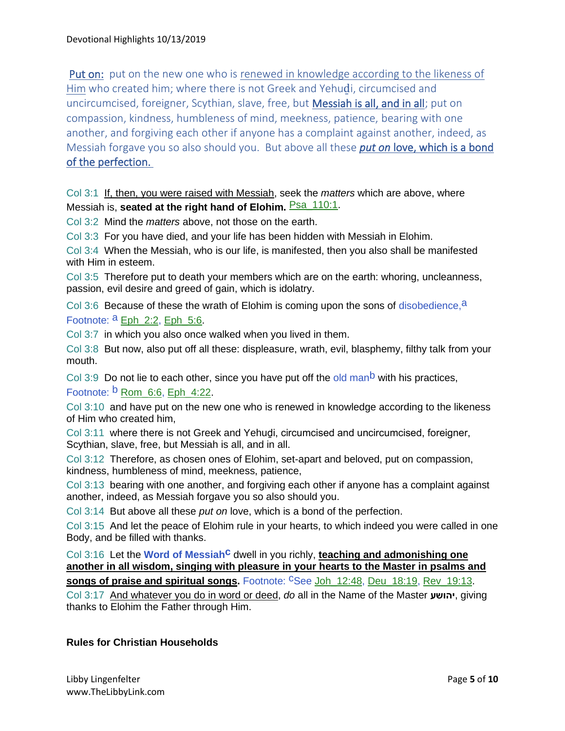**Put on:** put on the new one who is renewed in knowledge according to the likeness of Him who created him; where there is not Greek and Yehuḏi, circumcised and uncircumcised, foreigner, Scythian, slave, free, but **Messiah is all, and in all**; put on compassion, kindness, humbleness of mind, meekness, patience, bearing with one another, and forgiving each other if anyone has a complaint against another, indeed, as Messiah forgave you so also should you. But above all these ***put on*** **love, which is a bond of the perfection.**

Col 3:1 If, then, you were raised with Messiah, seek the *matters* which are above, where Messiah is, **seated at the right hand of Elohim.** Psa_110:1.

Col 3:2 Mind the *matters* above, not those on the earth.

Col 3:3 For you have died, and your life has been hidden with Messiah in Elohim.

Col 3:4 When the Messiah, who is our life, is manifested, then you also shall be manifested with Him in esteem.

Col 3:5 Therefore put to death your members which are on the earth: whoring, uncleanness, passion, evil desire and greed of gain, which is idolatry.

Col 3:6 Because of these the wrath of Elohim is coming upon the sons of disobedience,[a]
Footnote: [a] Eph_2:2, Eph_5:6.

Col 3:7 in which you also once walked when you lived in them.

Col 3:8 But now, also put off all these: displeasure, wrath, evil, blasphemy, filthy talk from your mouth.

Col 3:9 Do not lie to each other, since you have put off the old man[b] with his practices,
Footnote: [b] Rom_6:6, Eph_4:22.

Col 3:10 and have put on the new one who is renewed in knowledge according to the likeness of Him who created him,

Col 3:11 where there is not Greek and Yehuḏi, circumcised and uncircumcised, foreigner, Scythian, slave, free, but Messiah is all, and in all.

Col 3:12 Therefore, as chosen ones of Elohim, set-apart and beloved, put on compassion, kindness, humbleness of mind, meekness, patience,

Col 3:13 bearing with one another, and forgiving each other if anyone has a complaint against another, indeed, as Messiah forgave you so also should you.

Col 3:14 But above all these *put on* love, which is a bond of the perfection.

Col 3:15 And let the peace of Elohim rule in your hearts, to which indeed you were called in one Body, and be filled with thanks.

Col 3:16 Let the **Word of Messiah**[c] dwell in you richly, **teaching and admonishing one another in all wisdom, singing with pleasure in your hearts to the Master in psalms and songs of praise and spiritual songs.** Footnote: [c]See Joh_12:48, Deu_18:19, Rev_19:13.

Col 3:17 And whatever you do in word or deed, *do* all in the Name of the Master **יהושע**, giving thanks to Elohim the Father through Him.

**Rules for Christian Households**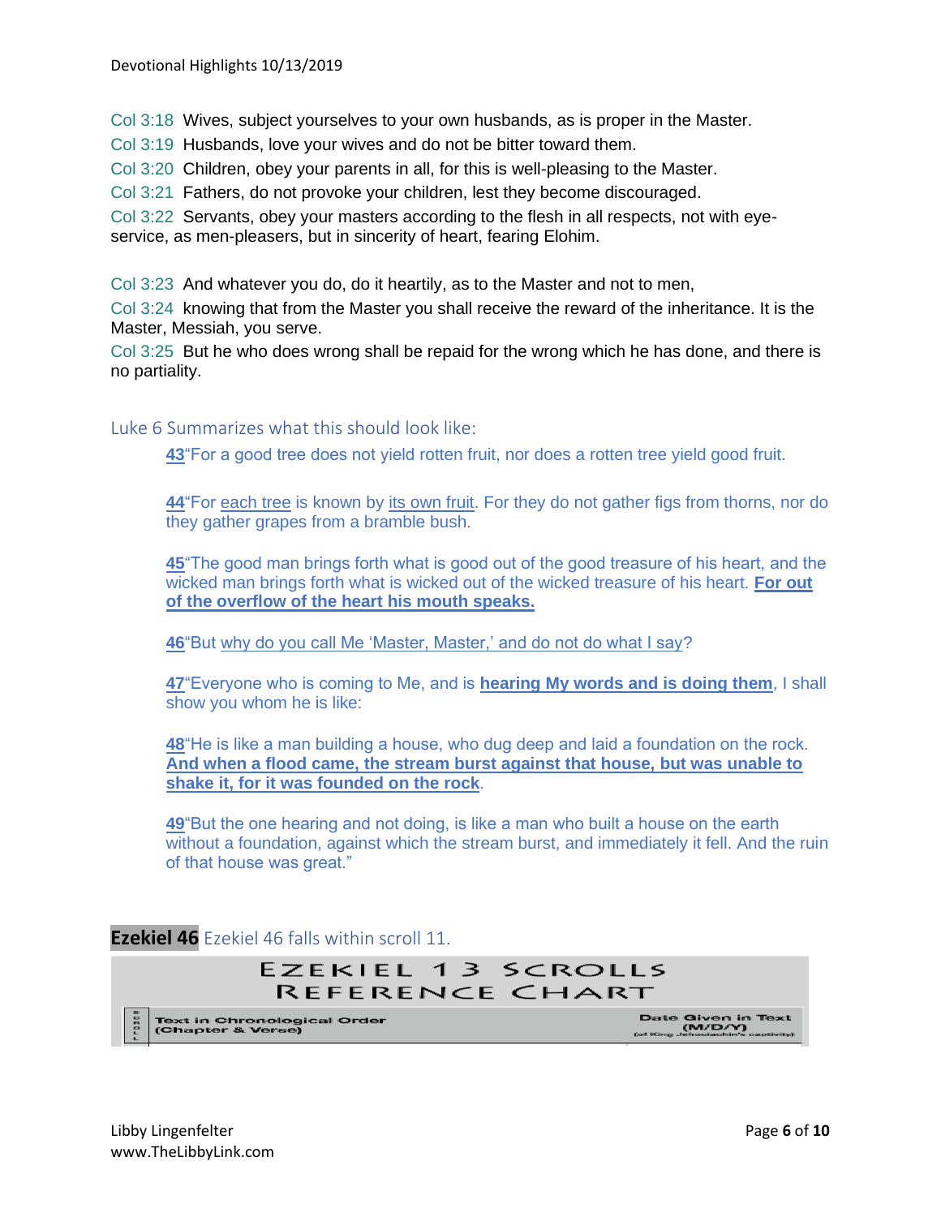Col 3:18 Wives, subject yourselves to your own husbands, as is proper in the Master.

Col 3:19 Husbands, love your wives and do not be bitter toward them.

Col 3:20 Children, obey your parents in all, for this is well-pleasing to the Master.

Col 3:21 Fathers, do not provoke your children, lest they become discouraged.

Col 3:22 Servants, obey your masters according to the flesh in all respects, not with eye-service, as men-pleasers, but in sincerity of heart, fearing Elohim.

Col 3:23 And whatever you do, do it heartily, as to the Master and not to men,

Col 3:24 knowing that from the Master you shall receive the reward of the inheritance. It is the Master, Messiah, you serve.

Col 3:25 But he who does wrong shall be repaid for the wrong which he has done, and there is no partiality.

## Luke 6 Summarizes what this should look like:

> **43**"For a good tree does not yield rotten fruit, nor does a rotten tree yield good fruit.
>
> **44**"For each tree is known by its own fruit. For they do not gather figs from thorns, nor do they gather grapes from a bramble bush.
>
> **45**"The good man brings forth what is good out of the good treasure of his heart, and the wicked man brings forth what is wicked out of the wicked treasure of his heart. **For out of the overflow of the heart his mouth speaks.**
>
> **46**"But why do you call Me 'Master, Master,' and do not do what I say?
>
> **47**"Everyone who is coming to Me, and is **hearing My words and is doing them**, I shall show you whom he is like:
>
> **48**"He is like a man building a house, who dug deep and laid a foundation on the rock. **And when a flood came, the stream burst against that house, but was unable to shake it, for it was founded on the rock**.
>
> **49**"But the one hearing and not doing, is like a man who built a house on the earth without a foundation, against which the stream burst, and immediately it fell. And the ruin of that house was great."

## **Ezekiel 46** Ezekiel 46 falls within scroll 11.

EZEKIEL 13 SCROLLS
REFERENCE CHART

| Scroll | Text in Chronological Order (Chapter & Verse) | Date Given in Text (M/D/Y) (of King Jehoiachin's captivity) |
|---|---|---|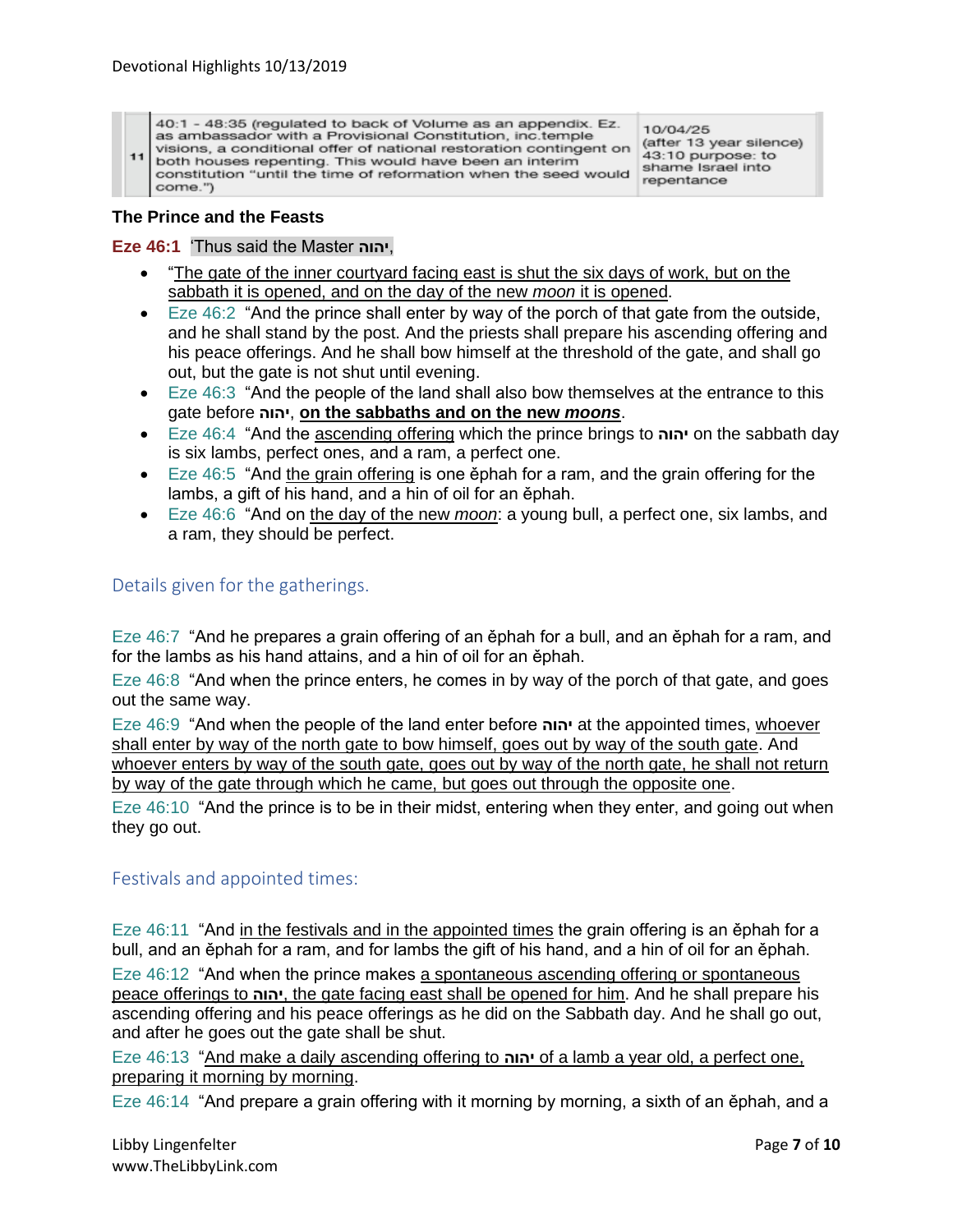| 11 | 40:1 - 48:35 (regulated to back of Volume as an appendix. Ez. as ambassador with a Provisional Constitution, inc.temple visions, a conditional offer of national restoration contingent on both houses repenting. This would have been an interim constitution "until the time of reformation when the seed would come.") | 10/04/25 (after 13 year silence) 43:10 purpose: to shame Israel into repentance |
|---|---|---|

**The Prince and the Feasts**

**Eze 46:1** 'Thus said the Master **יהוה**,

- "The gate of the inner courtyard facing east is shut the six days of work, but on the sabbath it is opened, and on the day of the new *moon* it is opened.
- Eze 46:2 "And the prince shall enter by way of the porch of that gate from the outside, and he shall stand by the post. And the priests shall prepare his ascending offering and his peace offerings. And he shall bow himself at the threshold of the gate, and shall go out, but the gate is not shut until evening.
- Eze 46:3 "And the people of the land shall also bow themselves at the entrance to this gate before **יהוה**, **on the sabbaths and on the new *moons***.
- Eze 46:4 "And the ascending offering which the prince brings to **יהוה** on the sabbath day is six lambs, perfect ones, and a ram, a perfect one.
- Eze 46:5 "And the grain offering is one ĕphah for a ram, and the grain offering for the lambs, a gift of his hand, and a hin of oil for an ĕphah.
- Eze 46:6 "And on the day of the new *moon*: a young bull, a perfect one, six lambs, and a ram, they should be perfect.

## Details given for the gatherings.

Eze 46:7 "And he prepares a grain offering of an ĕphah for a bull, and an ĕphah for a ram, and for the lambs as his hand attains, and a hin of oil for an ĕphah.

Eze 46:8 "And when the prince enters, he comes in by way of the porch of that gate, and goes out the same way.

Eze 46:9 "And when the people of the land enter before **יהוה** at the appointed times, whoever shall enter by way of the north gate to bow himself, goes out by way of the south gate. And whoever enters by way of the south gate, goes out by way of the north gate, he shall not return by way of the gate through which he came, but goes out through the opposite one.

Eze 46:10 "And the prince is to be in their midst, entering when they enter, and going out when they go out.

## Festivals and appointed times:

Eze 46:11 "And in the festivals and in the appointed times the grain offering is an ĕphah for a bull, and an ĕphah for a ram, and for lambs the gift of his hand, and a hin of oil for an ĕphah.

Eze 46:12 "And when the prince makes a spontaneous ascending offering or spontaneous peace offerings to **יהוה**, the gate facing east shall be opened for him. And he shall prepare his ascending offering and his peace offerings as he did on the Sabbath day. And he shall go out, and after he goes out the gate shall be shut.

Eze 46:13 "And make a daily ascending offering to **יהוה** of a lamb a year old, a perfect one, preparing it morning by morning.

Eze 46:14 "And prepare a grain offering with it morning by morning, a sixth of an ĕphah, and a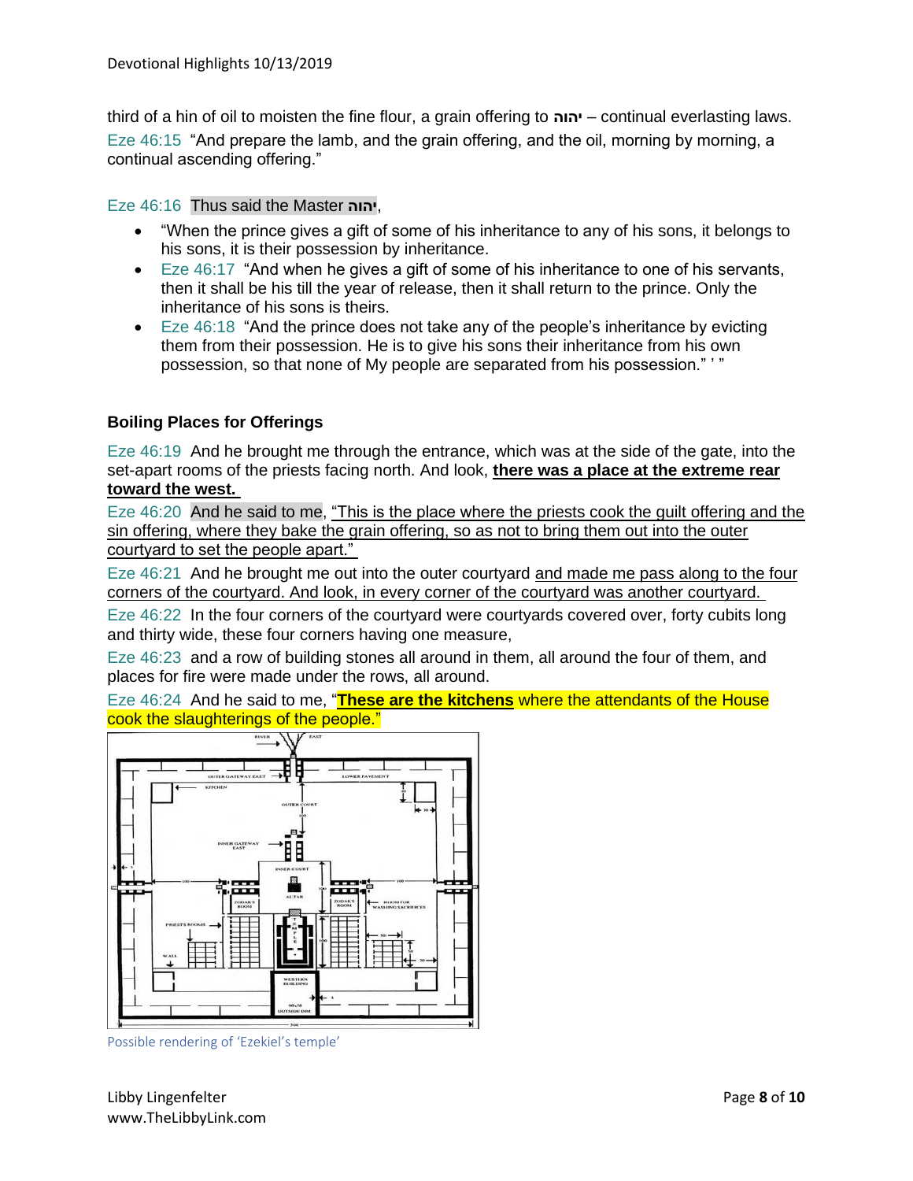third of a hin of oil to moisten the fine flour, a grain offering to יהוה – continual everlasting laws.
Eze 46:15 "And prepare the lamb, and the grain offering, and the oil, morning by morning, a continual ascending offering."

Eze 46:16 Thus said the Master יהוה,

- "When the prince gives a gift of some of his inheritance to any of his sons, it belongs to his sons, it is their possession by inheritance.
- Eze 46:17 "And when he gives a gift of some of his inheritance to one of his servants, then it shall be his till the year of release, then it shall return to the prince. Only the inheritance of his sons is theirs.
- Eze 46:18 "And the prince does not take any of the people's inheritance by evicting them from their possession. He is to give his sons their inheritance from his own possession, so that none of My people are separated from his possession." ' "

**Boiling Places for Offerings**

Eze 46:19 And he brought me through the entrance, which was at the side of the gate, into the set-apart rooms of the priests facing north. And look, **there was a place at the extreme rear toward the west.**

Eze 46:20 And he said to me, "This is the place where the priests cook the guilt offering and the sin offering, where they bake the grain offering, so as not to bring them out into the outer courtyard to set the people apart."

Eze 46:21 And he brought me out into the outer courtyard and made me pass along to the four corners of the courtyard. And look, in every corner of the courtyard was another courtyard.

Eze 46:22 In the four corners of the courtyard were courtyards covered over, forty cubits long and thirty wide, these four corners having one measure,

Eze 46:23 and a row of building stones all around in them, all around the four of them, and places for fire were made under the rows, all around.

Eze 46:24 And he said to me, "**These are the kitchens** where the attendants of the House cook the slaughterings of the people."

Possible rendering of 'Ezekiel's temple'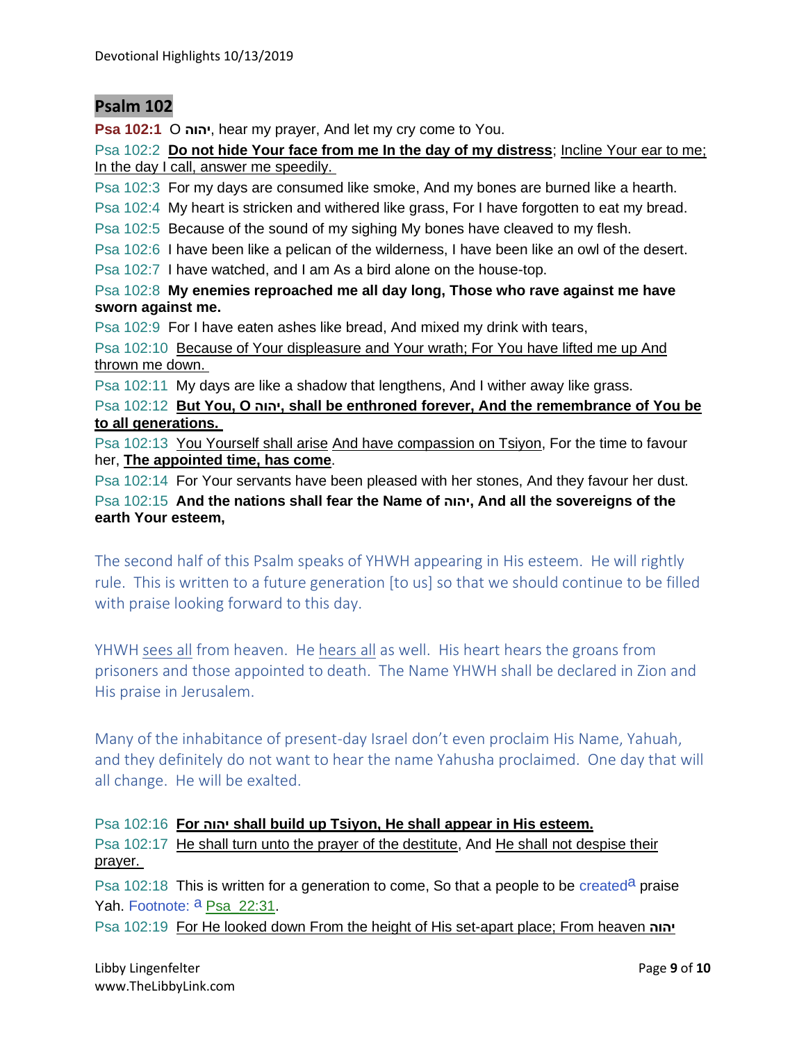## Psalm 102

**Psa 102:1** O **יהוה**, hear my prayer, And let my cry come to You.

Psa 102:2 **Do not hide Your face from me In the day of my distress**; Incline Your ear to me; In the day I call, answer me speedily.

Psa 102:3 For my days are consumed like smoke, And my bones are burned like a hearth.

Psa 102:4 My heart is stricken and withered like grass, For I have forgotten to eat my bread.

Psa 102:5 Because of the sound of my sighing My bones have cleaved to my flesh.

Psa 102:6 I have been like a pelican of the wilderness, I have been like an owl of the desert.

Psa 102:7 I have watched, and I am As a bird alone on the house-top.

Psa 102:8 **My enemies reproached me all day long, Those who rave against me have sworn against me.**

Psa 102:9 For I have eaten ashes like bread, And mixed my drink with tears,

Psa 102:10 Because of Your displeasure and Your wrath; For You have lifted me up And thrown me down.

Psa 102:11 My days are like a shadow that lengthens, And I wither away like grass.

Psa 102:12 **But You, O יהוה, shall be enthroned forever, And the remembrance of You be to all generations.**

Psa 102:13 You Yourself shall arise And have compassion on Tsiyon, For the time to favour her, **The appointed time, has come**.

Psa 102:14 For Your servants have been pleased with her stones, And they favour her dust.

Psa 102:15 **And the nations shall fear the Name of יהוה, And all the sovereigns of the earth Your esteem,**

The second half of this Psalm speaks of YHWH appearing in His esteem. He will rightly rule. This is written to a future generation [to us] so that we should continue to be filled with praise looking forward to this day.

YHWH sees all from heaven. He hears all as well. His heart hears the groans from prisoners and those appointed to death. The Name YHWH shall be declared in Zion and His praise in Jerusalem.

Many of the inhabitance of present-day Israel don't even proclaim His Name, Yahuah, and they definitely do not want to hear the name Yahusha proclaimed. One day that will all change. He will be exalted.

Psa 102:16 **For יהוה shall build up Tsiyon, He shall appear in His esteem.**

Psa 102:17 He shall turn unto the prayer of the destitute, And He shall not despise their prayer.

Psa 102:18 This is written for a generation to come, So that a people to be created[a] praise Yah. Footnote: [a] Psa 22:31.

Psa 102:19 For He looked down From the height of His set-apart place; From heaven **יהוה**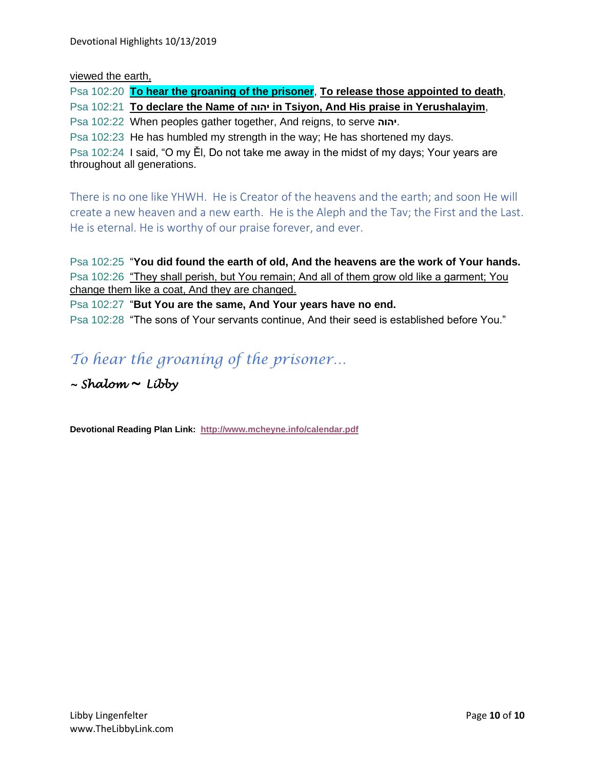viewed the earth,

Psa 102:20 **To hear the groaning of the prisoner**, **To release those appointed to death**,

Psa 102:21 **To declare the Name of יהוה in Tsiyon, And His praise in Yerushalayim**,

Psa 102:22 When peoples gather together, And reigns, to serve **יהוה**.

Psa 102:23 He has humbled my strength in the way; He has shortened my days.

Psa 102:24 I said, "O my Ěl, Do not take me away in the midst of my days; Your years are throughout all generations.

There is no one like YHWH. He is Creator of the heavens and the earth; and soon He will create a new heaven and a new earth. He is the Aleph and the Tav; the First and the Last. He is eternal. He is worthy of our praise forever, and ever.

Psa 102:25 "**You did found the earth of old, And the heavens are the work of Your hands.**

Psa 102:26 "They shall perish, but You remain; And all of them grow old like a garment; You change them like a coat, And they are changed.

Psa 102:27 "**But You are the same, And Your years have no end.**

Psa 102:28 "The sons of Your servants continue, And their seed is established before You."

*To hear the groaning of the prisoner…*

*~ Shalom ~ Libby*

**Devotional Reading Plan Link: http://www.mcheyne.info/calendar.pdf**